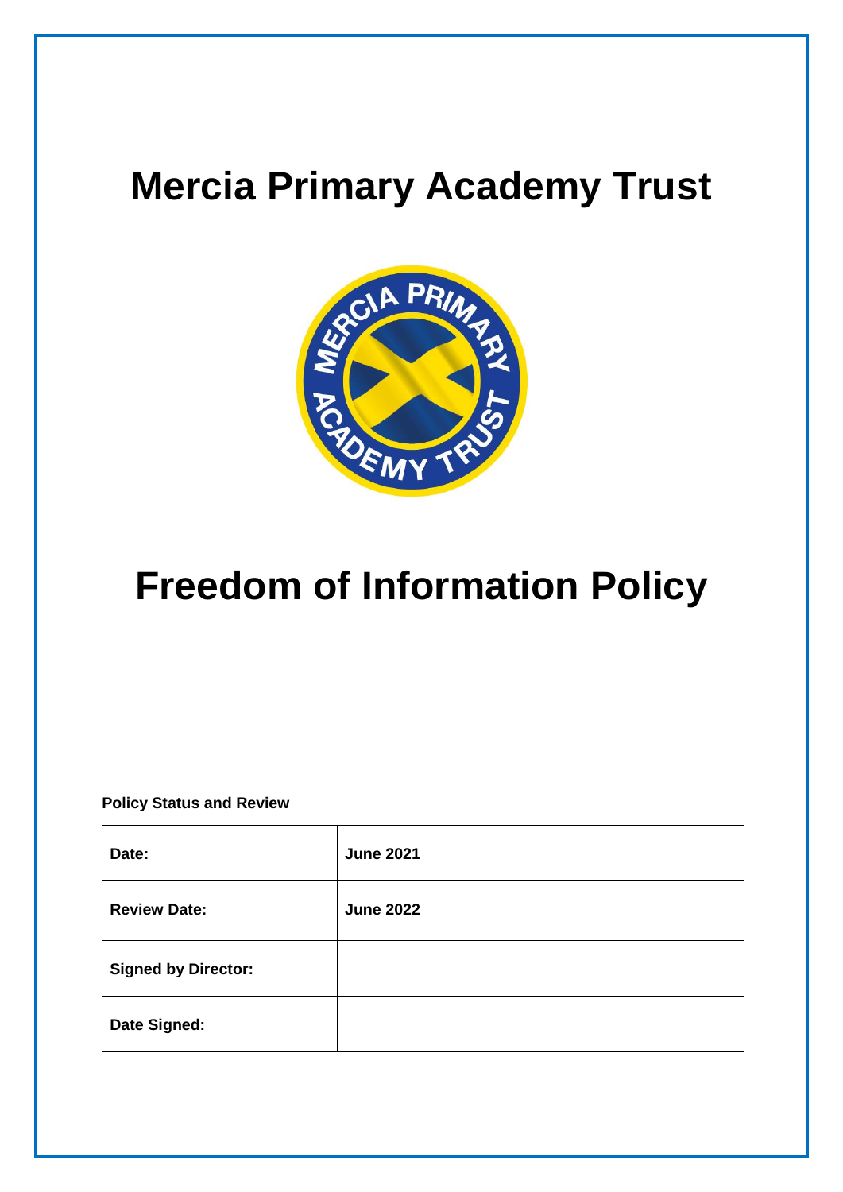# Mercia Primary Academy Trust

# Freedom of Information Policy

**Policy Status and Review**

| | |
|---|---|
| **Date:** | **June 2021** |
| **Review Date:** | **June 2022** |
| **Signed by Director:** | |
| **Date Signed:** | |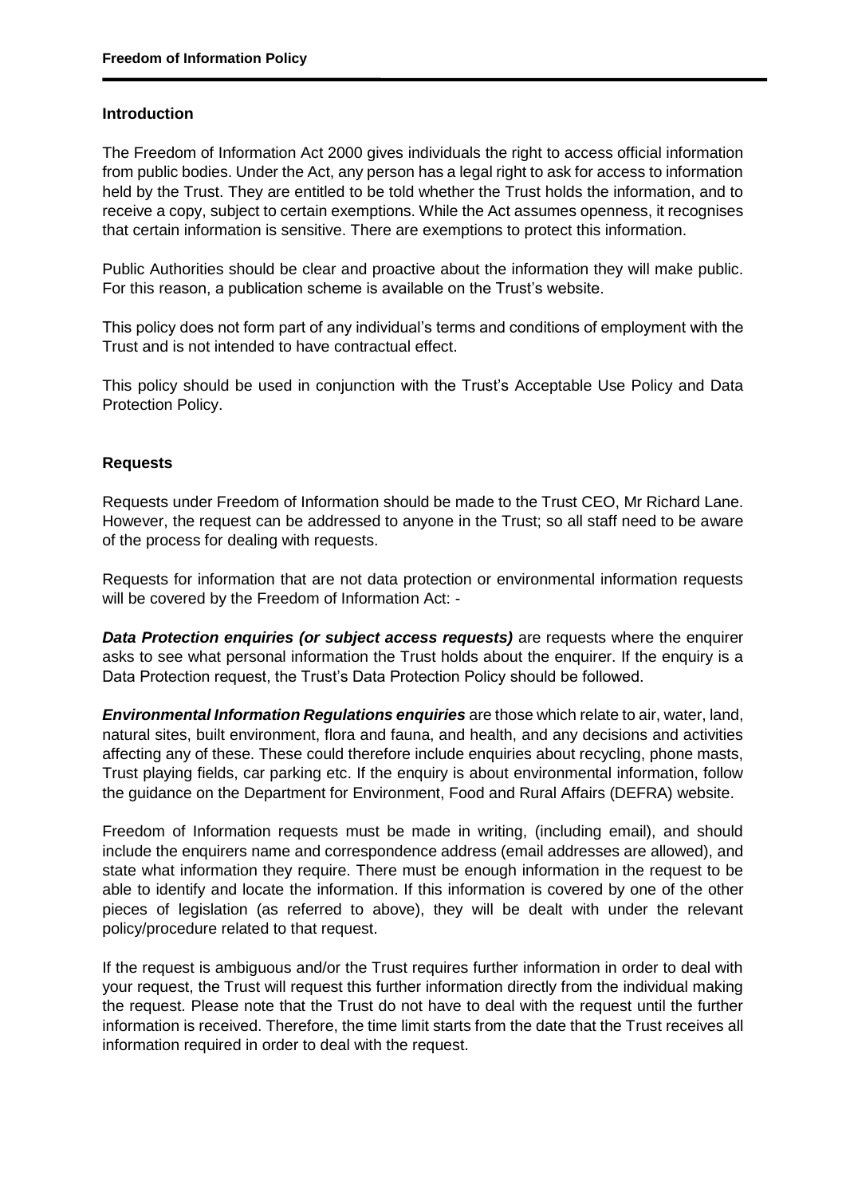## Introduction

The Freedom of Information Act 2000 gives individuals the right to access official information from public bodies. Under the Act, any person has a legal right to ask for access to information held by the Trust. They are entitled to be told whether the Trust holds the information, and to receive a copy, subject to certain exemptions. While the Act assumes openness, it recognises that certain information is sensitive. There are exemptions to protect this information.

Public Authorities should be clear and proactive about the information they will make public. For this reason, a publication scheme is available on the Trust's website.

This policy does not form part of any individual's terms and conditions of employment with the Trust and is not intended to have contractual effect.

This policy should be used in conjunction with the Trust's Acceptable Use Policy and Data Protection Policy.

## Requests

Requests under Freedom of Information should be made to the Trust CEO, Mr Richard Lane. However, the request can be addressed to anyone in the Trust; so all staff need to be aware of the process for dealing with requests.

Requests for information that are not data protection or environmental information requests will be covered by the Freedom of Information Act: -

***Data Protection enquiries (or subject access requests)*** are requests where the enquirer asks to see what personal information the Trust holds about the enquirer. If the enquiry is a Data Protection request, the Trust's Data Protection Policy should be followed.

***Environmental Information Regulations enquiries*** are those which relate to air, water, land, natural sites, built environment, flora and fauna, and health, and any decisions and activities affecting any of these. These could therefore include enquiries about recycling, phone masts, Trust playing fields, car parking etc. If the enquiry is about environmental information, follow the guidance on the Department for Environment, Food and Rural Affairs (DEFRA) website.

Freedom of Information requests must be made in writing, (including email), and should include the enquirers name and correspondence address (email addresses are allowed), and state what information they require. There must be enough information in the request to be able to identify and locate the information. If this information is covered by one of the other pieces of legislation (as referred to above), they will be dealt with under the relevant policy/procedure related to that request.

If the request is ambiguous and/or the Trust requires further information in order to deal with your request, the Trust will request this further information directly from the individual making the request. Please note that the Trust do not have to deal with the request until the further information is received. Therefore, the time limit starts from the date that the Trust receives all information required in order to deal with the request.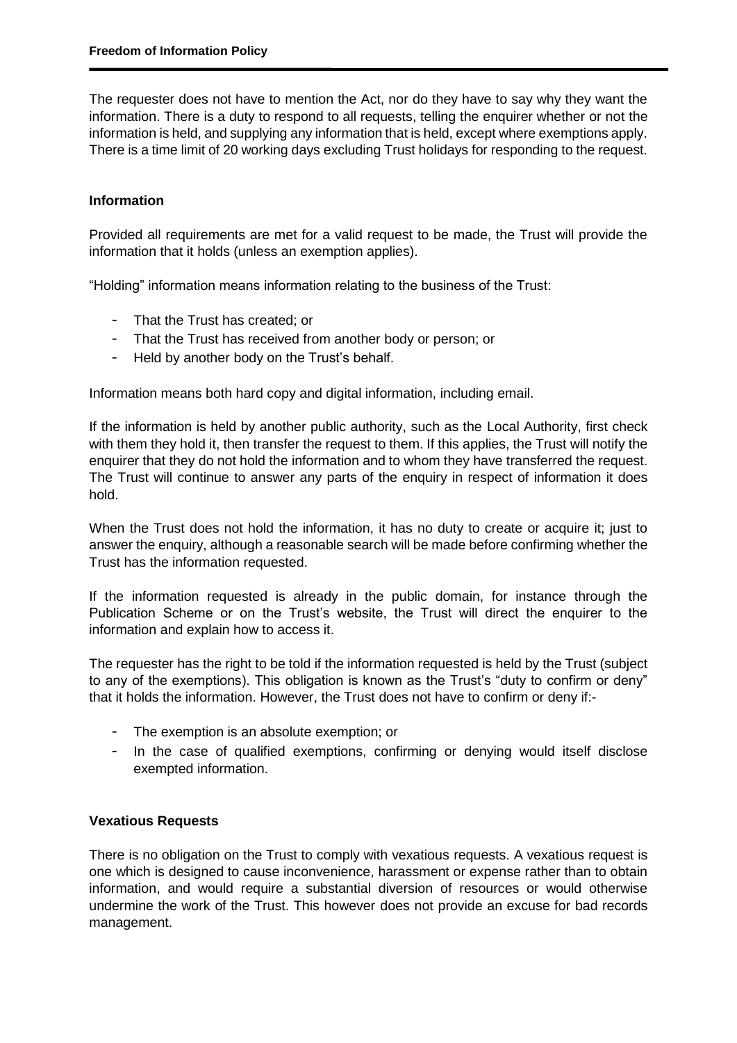The requester does not have to mention the Act, nor do they have to say why they want the information. There is a duty to respond to all requests, telling the enquirer whether or not the information is held, and supplying any information that is held, except where exemptions apply. There is a time limit of 20 working days excluding Trust holidays for responding to the request.

### Information

Provided all requirements are met for a valid request to be made, the Trust will provide the information that it holds (unless an exemption applies).

"Holding" information means information relating to the business of the Trust:

- That the Trust has created; or
- That the Trust has received from another body or person; or
- Held by another body on the Trust's behalf.

Information means both hard copy and digital information, including email.

If the information is held by another public authority, such as the Local Authority, first check with them they hold it, then transfer the request to them. If this applies, the Trust will notify the enquirer that they do not hold the information and to whom they have transferred the request. The Trust will continue to answer any parts of the enquiry in respect of information it does hold.

When the Trust does not hold the information, it has no duty to create or acquire it; just to answer the enquiry, although a reasonable search will be made before confirming whether the Trust has the information requested.

If the information requested is already in the public domain, for instance through the Publication Scheme or on the Trust's website, the Trust will direct the enquirer to the information and explain how to access it.

The requester has the right to be told if the information requested is held by the Trust (subject to any of the exemptions). This obligation is known as the Trust's "duty to confirm or deny" that it holds the information. However, the Trust does not have to confirm or deny if:-

- The exemption is an absolute exemption; or
- In the case of qualified exemptions, confirming or denying would itself disclose exempted information.

### Vexatious Requests

There is no obligation on the Trust to comply with vexatious requests. A vexatious request is one which is designed to cause inconvenience, harassment or expense rather than to obtain information, and would require a substantial diversion of resources or would otherwise undermine the work of the Trust. This however does not provide an excuse for bad records management.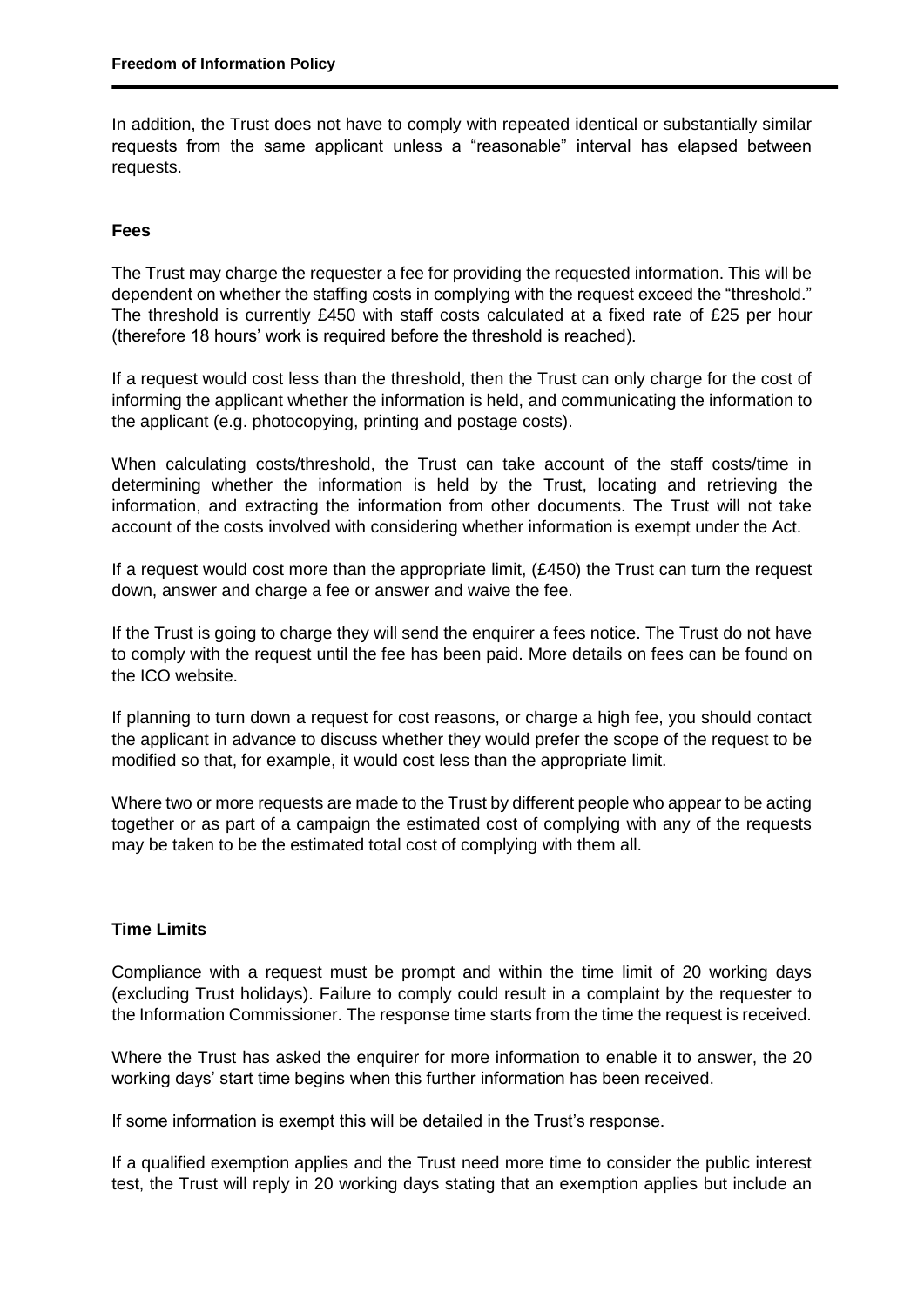In addition, the Trust does not have to comply with repeated identical or substantially similar requests from the same applicant unless a "reasonable" interval has elapsed between requests.

**Fees**

The Trust may charge the requester a fee for providing the requested information. This will be dependent on whether the staffing costs in complying with the request exceed the "threshold." The threshold is currently £450 with staff costs calculated at a fixed rate of £25 per hour (therefore 18 hours' work is required before the threshold is reached).

If a request would cost less than the threshold, then the Trust can only charge for the cost of informing the applicant whether the information is held, and communicating the information to the applicant (e.g. photocopying, printing and postage costs).

When calculating costs/threshold, the Trust can take account of the staff costs/time in determining whether the information is held by the Trust, locating and retrieving the information, and extracting the information from other documents. The Trust will not take account of the costs involved with considering whether information is exempt under the Act.

If a request would cost more than the appropriate limit, (£450) the Trust can turn the request down, answer and charge a fee or answer and waive the fee.

If the Trust is going to charge they will send the enquirer a fees notice. The Trust do not have to comply with the request until the fee has been paid. More details on fees can be found on the ICO website.

If planning to turn down a request for cost reasons, or charge a high fee, you should contact the applicant in advance to discuss whether they would prefer the scope of the request to be modified so that, for example, it would cost less than the appropriate limit.

Where two or more requests are made to the Trust by different people who appear to be acting together or as part of a campaign the estimated cost of complying with any of the requests may be taken to be the estimated total cost of complying with them all.

**Time Limits**

Compliance with a request must be prompt and within the time limit of 20 working days (excluding Trust holidays). Failure to comply could result in a complaint by the requester to the Information Commissioner. The response time starts from the time the request is received.

Where the Trust has asked the enquirer for more information to enable it to answer, the 20 working days' start time begins when this further information has been received.

If some information is exempt this will be detailed in the Trust's response.

If a qualified exemption applies and the Trust need more time to consider the public interest test, the Trust will reply in 20 working days stating that an exemption applies but include an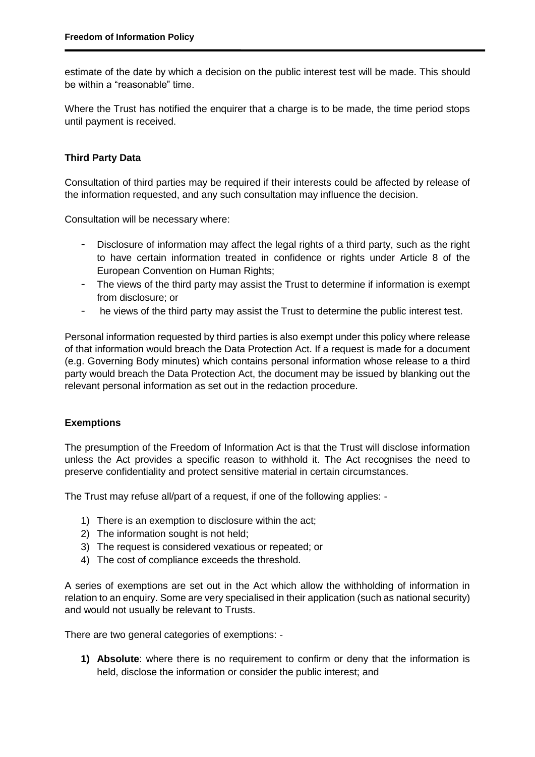estimate of the date by which a decision on the public interest test will be made. This should be within a "reasonable" time.

Where the Trust has notified the enquirer that a charge is to be made, the time period stops until payment is received.

**Third Party Data**

Consultation of third parties may be required if their interests could be affected by release of the information requested, and any such consultation may influence the decision.

Consultation will be necessary where:

- Disclosure of information may affect the legal rights of a third party, such as the right to have certain information treated in confidence or rights under Article 8 of the European Convention on Human Rights;
- The views of the third party may assist the Trust to determine if information is exempt from disclosure; or
- he views of the third party may assist the Trust to determine the public interest test.

Personal information requested by third parties is also exempt under this policy where release of that information would breach the Data Protection Act. If a request is made for a document (e.g. Governing Body minutes) which contains personal information whose release to a third party would breach the Data Protection Act, the document may be issued by blanking out the relevant personal information as set out in the redaction procedure.

**Exemptions**

The presumption of the Freedom of Information Act is that the Trust will disclose information unless the Act provides a specific reason to withhold it. The Act recognises the need to preserve confidentiality and protect sensitive material in certain circumstances.

The Trust may refuse all/part of a request, if one of the following applies: -

1) There is an exemption to disclosure within the act;
2) The information sought is not held;
3) The request is considered vexatious or repeated; or
4) The cost of compliance exceeds the threshold.

A series of exemptions are set out in the Act which allow the withholding of information in relation to an enquiry. Some are very specialised in their application (such as national security) and would not usually be relevant to Trusts.

There are two general categories of exemptions: -

1) **Absolute**: where there is no requirement to confirm or deny that the information is held, disclose the information or consider the public interest; and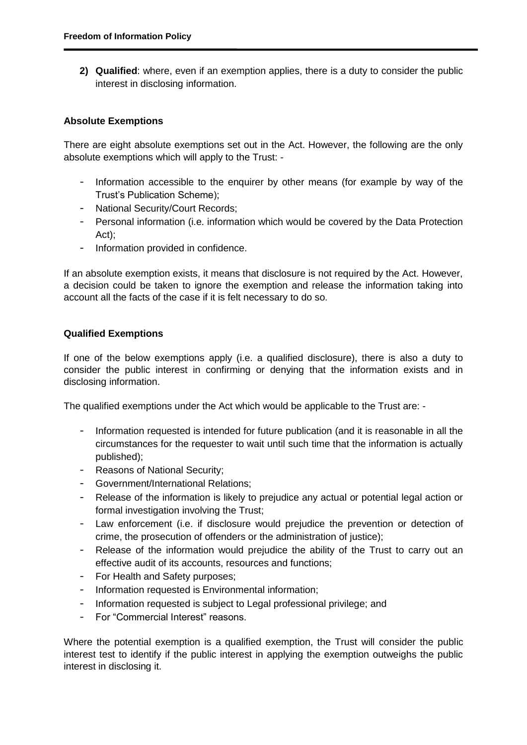2) **Qualified**: where, even if an exemption applies, there is a duty to consider the public interest in disclosing information.

**Absolute Exemptions**

There are eight absolute exemptions set out in the Act. However, the following are the only absolute exemptions which will apply to the Trust: -

- Information accessible to the enquirer by other means (for example by way of the Trust's Publication Scheme);
- National Security/Court Records;
- Personal information (i.e. information which would be covered by the Data Protection Act);
- Information provided in confidence.

If an absolute exemption exists, it means that disclosure is not required by the Act. However, a decision could be taken to ignore the exemption and release the information taking into account all the facts of the case if it is felt necessary to do so.

**Qualified Exemptions**

If one of the below exemptions apply (i.e. a qualified disclosure), there is also a duty to consider the public interest in confirming or denying that the information exists and in disclosing information.

The qualified exemptions under the Act which would be applicable to the Trust are: -

- Information requested is intended for future publication (and it is reasonable in all the circumstances for the requester to wait until such time that the information is actually published);
- Reasons of National Security;
- Government/International Relations;
- Release of the information is likely to prejudice any actual or potential legal action or formal investigation involving the Trust;
- Law enforcement (i.e. if disclosure would prejudice the prevention or detection of crime, the prosecution of offenders or the administration of justice);
- Release of the information would prejudice the ability of the Trust to carry out an effective audit of its accounts, resources and functions;
- For Health and Safety purposes;
- Information requested is Environmental information;
- Information requested is subject to Legal professional privilege; and
- For "Commercial Interest" reasons.

Where the potential exemption is a qualified exemption, the Trust will consider the public interest test to identify if the public interest in applying the exemption outweighs the public interest in disclosing it.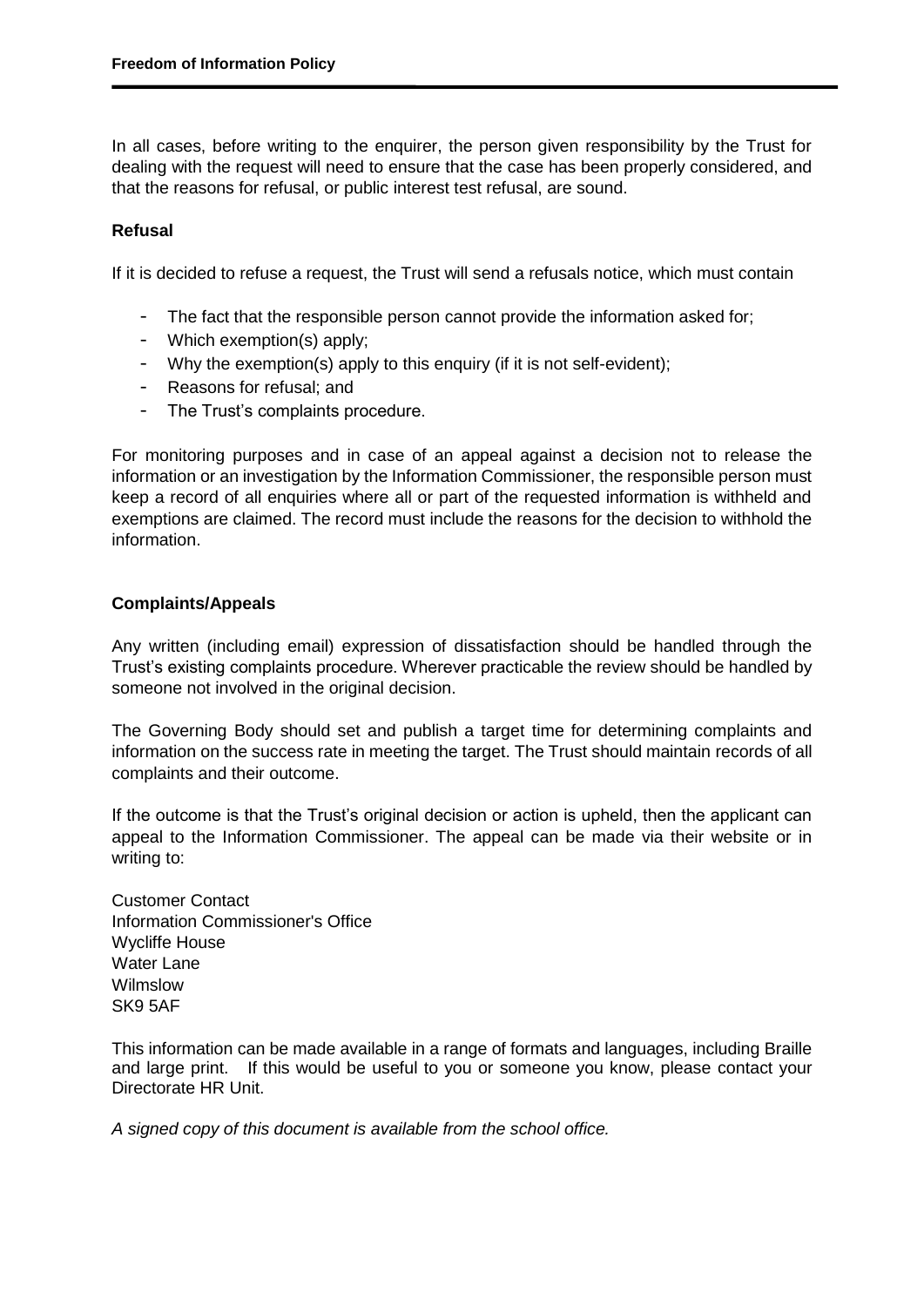In all cases, before writing to the enquirer, the person given responsibility by the Trust for dealing with the request will need to ensure that the case has been properly considered, and that the reasons for refusal, or public interest test refusal, are sound.

**Refusal**

If it is decided to refuse a request, the Trust will send a refusals notice, which must contain

- The fact that the responsible person cannot provide the information asked for;
- Which exemption(s) apply;
- Why the exemption(s) apply to this enquiry (if it is not self-evident);
- Reasons for refusal; and
- The Trust's complaints procedure.

For monitoring purposes and in case of an appeal against a decision not to release the information or an investigation by the Information Commissioner, the responsible person must keep a record of all enquiries where all or part of the requested information is withheld and exemptions are claimed. The record must include the reasons for the decision to withhold the information.

**Complaints/Appeals**

Any written (including email) expression of dissatisfaction should be handled through the Trust's existing complaints procedure. Wherever practicable the review should be handled by someone not involved in the original decision.

The Governing Body should set and publish a target time for determining complaints and information on the success rate in meeting the target. The Trust should maintain records of all complaints and their outcome.

If the outcome is that the Trust's original decision or action is upheld, then the applicant can appeal to the Information Commissioner. The appeal can be made via their website or in writing to:

Customer Contact
Information Commissioner's Office
Wycliffe House
Water Lane
Wilmslow
SK9 5AF

This information can be made available in a range of formats and languages, including Braille and large print. If this would be useful to you or someone you know, please contact your Directorate HR Unit.

*A signed copy of this document is available from the school office.*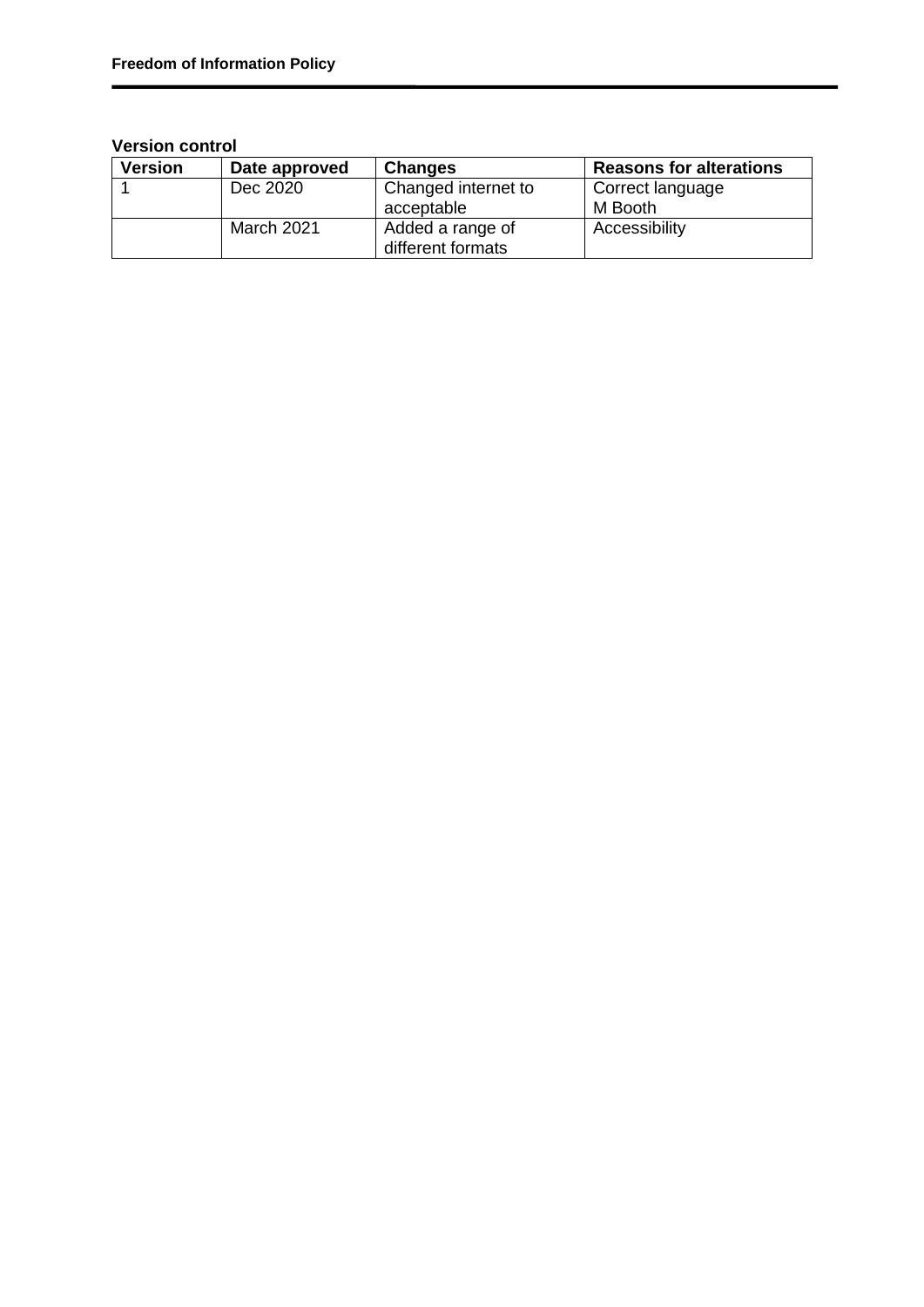**Version control**

| Version | Date approved | Changes | Reasons for alterations |
| --- | --- | --- | --- |
| 1 | Dec 2020 | Changed internet to acceptable | Correct language M Booth |
| | March 2021 | Added a range of different formats | Accessibility |